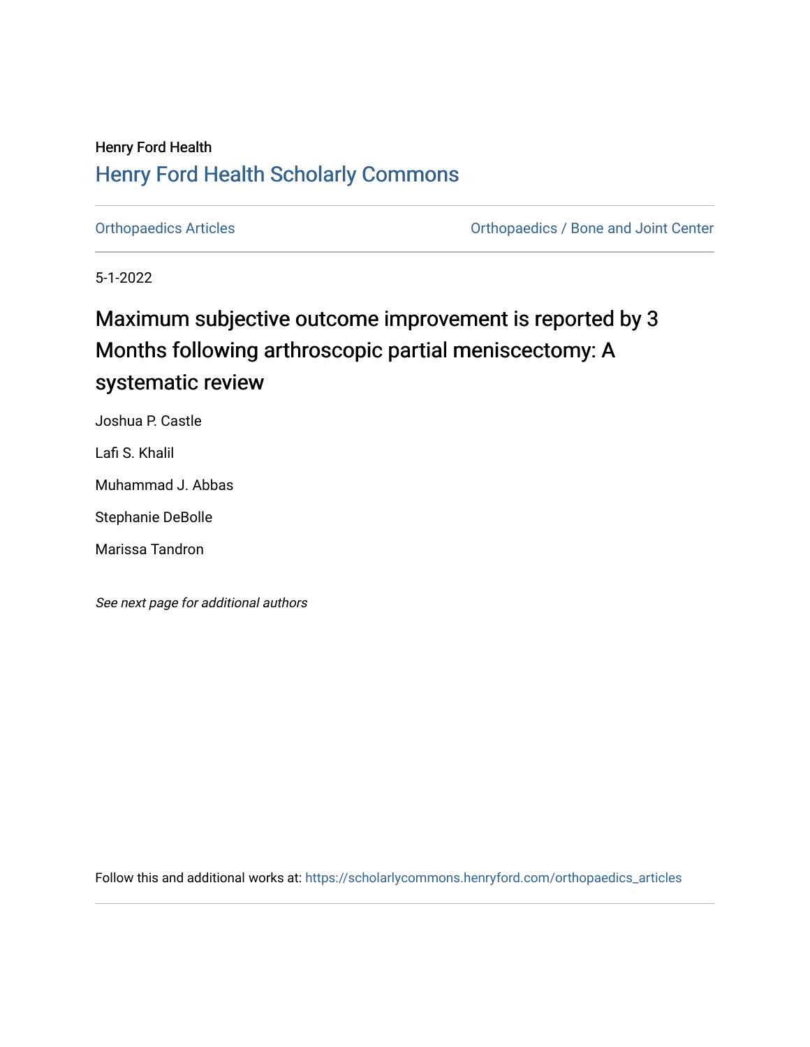Henry Ford Health

## Henry Ford Health Scholarly Commons

Orthopaedics Articles

Orthopaedics / Bone and Joint Center

5-1-2022

# Maximum subjective outcome improvement is reported by 3 Months following arthroscopic partial meniscectomy: A systematic review

Joshua P. Castle

Lafi S. Khalil

Muhammad J. Abbas

Stephanie DeBolle

Marissa Tandron

*See next page for additional authors*

Follow this and additional works at: https://scholarlycommons.henryford.com/orthopaedics_articles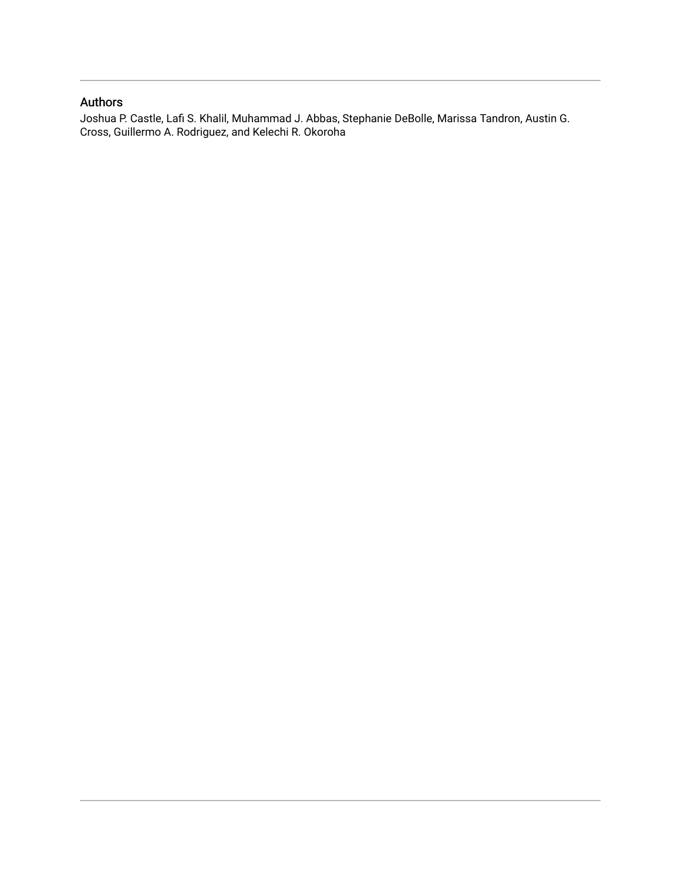## Authors

Joshua P. Castle, Lafi S. Khalil, Muhammad J. Abbas, Stephanie DeBolle, Marissa Tandron, Austin G. Cross, Guillermo A. Rodriguez, and Kelechi R. Okoroha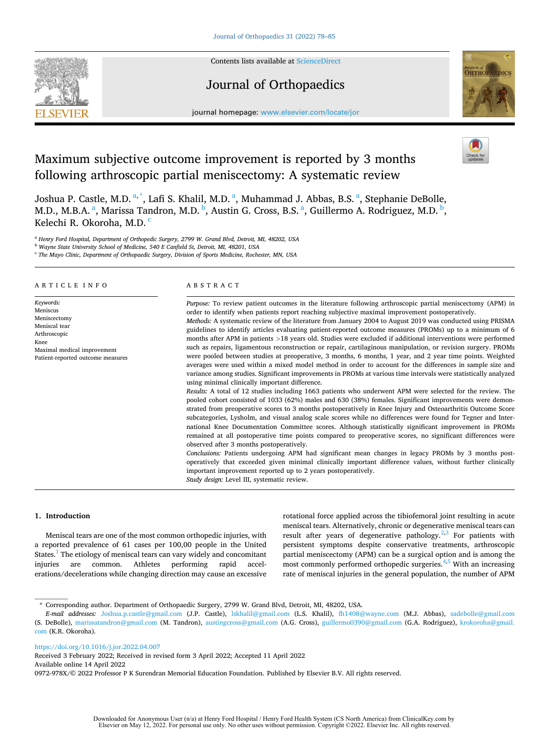Contents lists available at ScienceDirect

# Journal of Orthopaedics

journal homepage: www.elsevier.com/locate/jor

# Maximum subjective outcome improvement is reported by 3 months following arthroscopic partial meniscectomy: A systematic review

Joshua P. Castle, M.D. [a,*], Lafi S. Khalil, M.D. [a], Muhammad J. Abbas, B.S. [a], Stephanie DeBolle, M.D., M.B.A. [a], Marissa Tandron, M.D. [b], Austin G. Cross, B.S. [a], Guillermo A. Rodriguez, M.D. [b], Kelechi R. Okoroha, M.D. [c]

[a] Henry Ford Hospital, Department of Orthopedic Surgery, 2799 W. Grand Blvd, Detroit, MI, 48202, USA
[b] Wayne State University School of Medicine, 540 E Canfield St, Detroit, MI, 48201, USA
[c] The Mayo Clinic, Department of Orthopaedic Surgery, Division of Sports Medicine, Rochester, MN, USA

## ARTICLE INFO

*Keywords:*
Meniscus
Meniscectomy
Meniscal tear
Arthroscopic
Knee
Maximal medical improvement
Patient-reported outcome measures

## ABSTRACT

*Purpose:* To review patient outcomes in the literature following arthroscopic partial meniscectomy (APM) in order to identify when patients report reaching subjective maximal improvement postoperatively.

*Methods:* A systematic review of the literature from January 2004 to August 2019 was conducted using PRISMA guidelines to identify articles evaluating patient-reported outcome measures (PROMs) up to a minimum of 6 months after APM in patients >18 years old. Studies were excluded if additional interventions were performed such as repairs, ligamentous reconstruction or repair, cartilaginous manipulation, or revision surgery. PROMs were pooled between studies at preoperative, 3 months, 6 months, 1 year, and 2 year time points. Weighted averages were used within a mixed model method in order to account for the differences in sample size and variance among studies. Significant improvements in PROMs at various time intervals were statistically analyzed using minimal clinically important difference.

*Results:* A total of 12 studies including 1663 patients who underwent APM were selected for the review. The pooled cohort consisted of 1033 (62%) males and 630 (38%) females. Significant improvements were demonstrated from preoperative scores to 3 months postoperatively in Knee Injury and Osteoarthritis Outcome Score subcategories, Lysholm, and visual analog scale scores while no differences were found for Tegner and International Knee Documentation Committee scores. Although statistically significant improvement in PROMs remained at all postoperative time points compared to preoperative scores, no significant differences were observed after 3 months postoperatively.

*Conclusions:* Patients undergoing APM had significant mean changes in legacy PROMs by 3 months postoperatively that exceeded given minimal clinically important difference values, without further clinically important improvement reported up to 2 years postoperatively.

*Study design:* Level III, systematic review.

## 1. Introduction

Meniscal tears are one of the most common orthopedic injuries, with a reported prevalence of 61 cases per 100,00 people in the United States.[1] The etiology of meniscal tears can vary widely and concomitant injuries are common. Athletes performing rapid accelerations/decelerations while changing direction may cause an excessive rotational force applied across the tibiofemoral joint resulting in acute meniscal tears. Alternatively, chronic or degenerative meniscal tears can result after years of degenerative pathology.[2,3] For patients with persistent symptoms despite conservative treatments, arthroscopic partial meniscectomy (APM) can be a surgical option and is among the most commonly performed orthopedic surgeries.[4,5] With an increasing rate of meniscal injuries in the general population, the number of APM

* Corresponding author. Department of Orthopaedic Surgery, 2799 W. Grand Blvd, Detroit, MI, 48202, USA.
*E-mail addresses:* Joshua.p.castle@gmail.com (J.P. Castle), lskhalil@gmail.com (L.S. Khalil), fh1408@wayne.com (M.J. Abbas), sadebolle@gmail.com (S. DeBolle), marissatandron@gmail.com (M. Tandron), austingcross@gmail.com (A.G. Cross), guillermo0390@gmail.com (G.A. Rodriguez), krokoroha@gmail.com (K.R. Okoroha).

https://doi.org/10.1016/j.jor.2022.04.007
Received 3 February 2022; Received in revised form 3 April 2022; Accepted 11 April 2022
Available online 14 April 2022
0972-978X/© 2022 Professor P K Surendran Memorial Education Foundation. Published by Elsevier B.V. All rights reserved.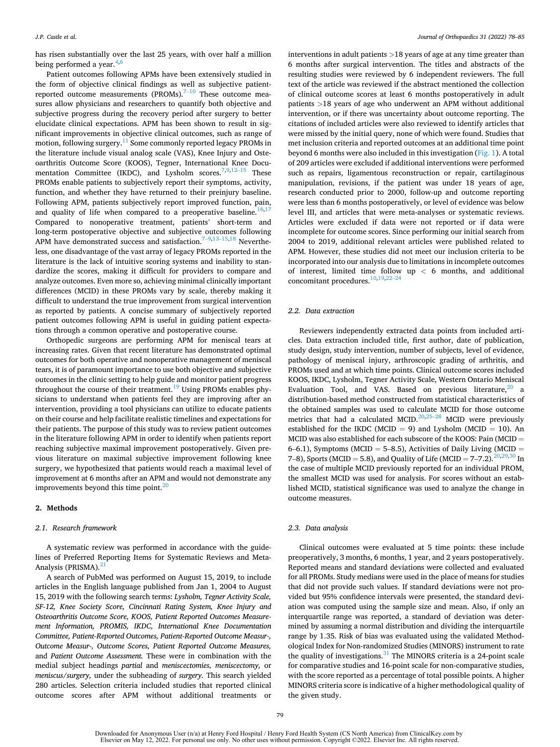has risen substantially over the last 25 years, with over half a million being performed a year.[4,6]

Patient outcomes following APMs have been extensively studied in the form of objective clinical findings as well as subjective patient-reported outcome measurements (PROMs).[7–10] These outcome measures allow physicians and researchers to quantify both objective and subjective progress during the recovery period after surgery to better elucidate clinical expectations. APM has been shown to result in significant improvements in objective clinical outcomes, such as range of motion, following surgery.[11] Some commonly reported legacy PROMs in the literature include visual analog scale (VAS), Knee Injury and Osteoarthritis Outcome Score (KOOS), Tegner, International Knee Documentation Committee (IKDC), and Lysholm scores.[7,9,12–15] These PROMs enable patients to subjectively report their symptoms, activity, function, and whether they have returned to their preinjury baseline. Following APM, patients subjectively report improved function, pain, and quality of life when compared to a preoperative baseline.[16,17] Compared to nonoperative treatment, patients' short-term and long-term postoperative objective and subjective outcomes following APM have demonstrated success and satisfaction.[7–9,13–15,18] Nevertheless, one disadvantage of the vast array of legacy PROMs reported in the literature is the lack of intuitive scoring systems and inability to standardize the scores, making it difficult for providers to compare and analyze outcomes. Even more so, achieving minimal clinically important differences (MCID) in these PROMs vary by scale, thereby making it difficult to understand the true improvement from surgical intervention as reported by patients. A concise summary of subjectively reported patient outcomes following APM is useful in guiding patient expectations through a common operative and postoperative course.

Orthopedic surgeons are performing APM for meniscal tears at increasing rates. Given that recent literature has demonstrated optimal outcomes for both operative and nonoperative management of meniscal tears, it is of paramount importance to use both objective and subjective outcomes in the clinic setting to help guide and monitor patient progress throughout the course of their treatment.[19] Using PROMs enables physicians to understand when patients feel they are improving after an intervention, providing a tool physicians can utilize to educate patients on their course and help facilitate realistic timelines and expectations for their patients. The purpose of this study was to review patient outcomes in the literature following APM in order to identify when patients report reaching subjective maximal improvement postoperatively. Given previous literature on maximal subjective improvement following knee surgery, we hypothesized that patients would reach a maximal level of improvement at 6 months after an APM and would not demonstrate any improvements beyond this time point.[20]

## 2. Methods

### 2.1. Research framework

A systematic review was performed in accordance with the guidelines of Preferred Reporting Items for Systematic Reviews and Meta-Analysis (PRISMA).[21]

A search of PubMed was performed on August 15, 2019, to include articles in the English language published from Jan 1, 2004 to August 15, 2019 with the following search terms: *Lysholm, Tegner Activity Scale, SF-12, Knee Society Score, Cincinnati Rating System, Knee Injury and Osteoarthritis Outcome Score, KOOS, Patient Reported Outcomes Measurement Information, PROMIS, IKDC, International Knee Documentation Committee, Patient-Reported Outcomes, Patient-Reported Outcome Measur-, Outcome Measur-, Outcome Scores, Patient Reported Outcome Measures,* and *Patient Outcome Assessment.* These were in combination with the medial subject headings *partial* and *meniscectomies, meniscectomy,* or *meniscus/surgery,* under the subheading of *surgery.* This search yielded 280 articles. Selection criteria included studies that reported clinical outcome scores after APM without additional treatments or interventions in adult patients >18 years of age at any time greater than 6 months after surgical intervention. The titles and abstracts of the resulting studies were reviewed by 6 independent reviewers. The full text of the article was reviewed if the abstract mentioned the collection of clinical outcome scores at least 6 months postoperatively in adult patients >18 years of age who underwent an APM without additional intervention, or if there was uncertainty about outcome reporting. The citations of included articles were also reviewed to identify articles that were missed by the initial query, none of which were found. Studies that met inclusion criteria and reported outcomes at an additional time point beyond 6 months were also included in this investigation (Fig. 1). A total of 209 articles were excluded if additional interventions were performed such as repairs, ligamentous reconstruction or repair, cartilaginous manipulation, revisions, if the patient was under 18 years of age, research conducted prior to 2000, follow-up and outcome reporting were less than 6 months postoperatively, or level of evidence was below level III, and articles that were meta-analyses or systematic reviews. Articles were excluded if data were not reported or if data were incomplete for outcome scores. Since performing our initial search from 2004 to 2019, additional relevant articles were published related to APM. However, these studies did not meet our inclusion criteria to be incorporated into our analysis due to limitations in incomplete outcomes of interest, limited time follow up < 6 months, and additional concomitant procedures.[10,19,22–24]

### 2.2. Data extraction

Reviewers independently extracted data points from included articles. Data extraction included title, first author, date of publication, study design, study intervention, number of subjects, level of evidence, pathology of meniscal injury, arthroscopic grading of arthritis, and PROMs used and at which time points. Clinical outcome scores included KOOS, IKDC, Lysholm, Tegner Activity Scale, Western Ontario Meniscal Evaluation Tool, and VAS. Based on previous literature,[20] a distribution-based method constructed from statistical characteristics of the obtained samples was used to calculate MCID for those outcome metrics that had a calculated MCID.[20,25–28] MCID were previously established for the IKDC (MCID = 9) and Lysholm (MCID = 10). An MCID was also established for each subscore of the KOOS: Pain (MCID = 6–6.1), Symptoms (MCID = 5–8.5), Activities of Daily Living (MCID = 7–8), Sports (MCID = 5.8), and Quality of Life (MCID = 7–7.2).[20,29,30] In the case of multiple MCID previously reported for an individual PROM, the smallest MCID was used for analysis. For scores without an established MCID, statistical significance was used to analyze the change in outcome measures.

### 2.3. Data analysis

Clinical outcomes were evaluated at 5 time points: these include preoperatively, 3 months, 6 months, 1 year, and 2 years postoperatively. Reported means and standard deviations were collected and evaluated for all PROMs. Study medians were used in the place of means for studies that did not provide such values. If standard deviations were not provided but 95% confidence intervals were presented, the standard deviation was computed using the sample size and mean. Also, if only an interquartile range was reported, a standard of deviation was determined by assuming a normal distribution and dividing the interquartile range by 1.35. Risk of bias was evaluated using the validated Methodological Index for Non-randomized Studies (MINORS) instrument to rate the quality of investigations.[31] The MINORS criteria is a 24-point scale for comparative studies and 16-point scale for non-comparative studies, with the score reported as a percentage of total possible points. A higher MINORS criteria score is indicative of a higher methodological quality of the given study.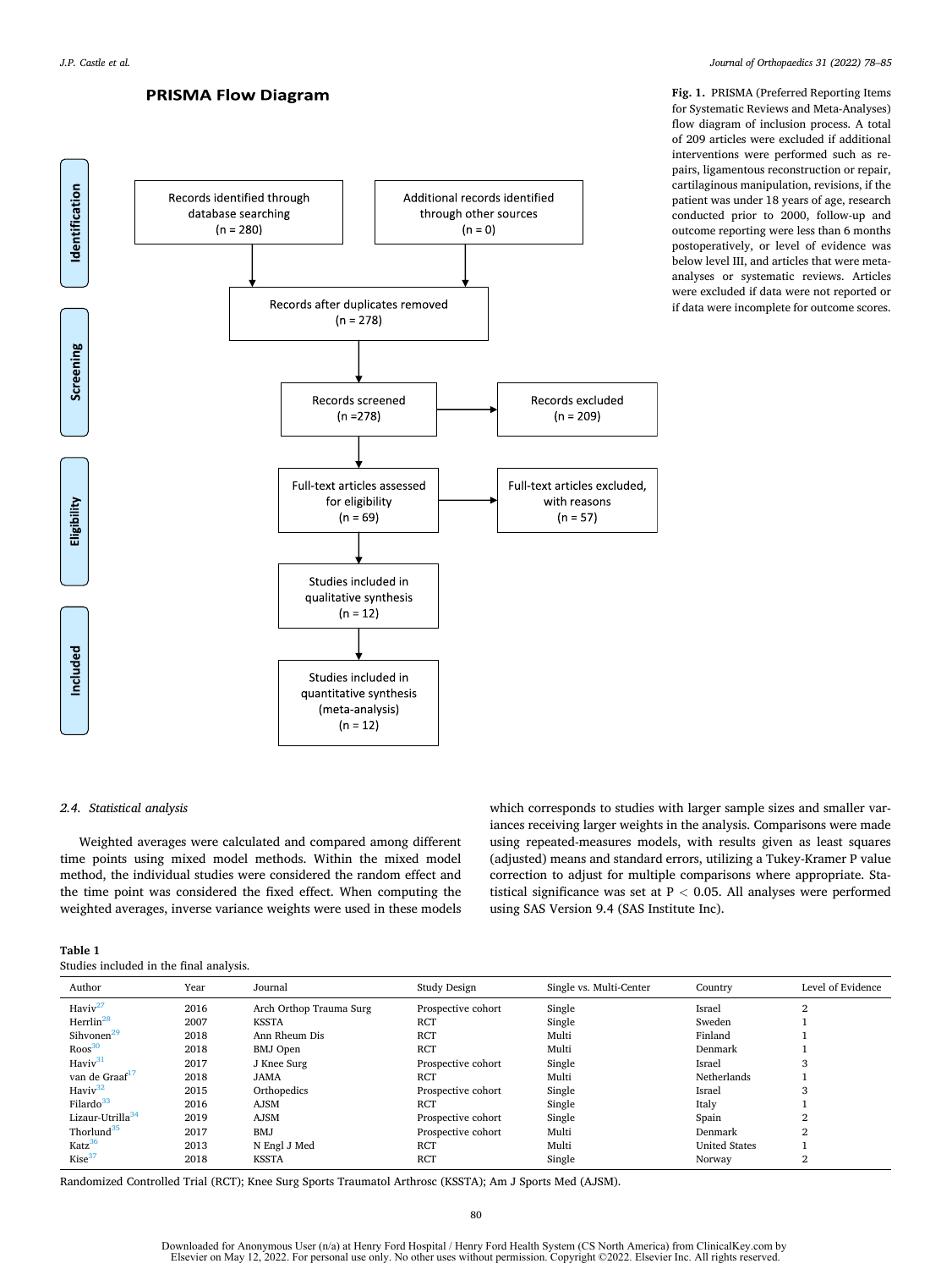PRISMA Flow Diagram

Identification

Records identified through database searching (n = 280)

Additional records identified through other sources (n = 0)

Records after duplicates removed (n = 278)

Screening

Records screened (n =278)

Records excluded (n = 209)

Eligibility

Full-text articles assessed for eligibility (n = 69)

Full-text articles excluded, with reasons (n = 57)

Included

Studies included in qualitative synthesis (n = 12)

Studies included in quantitative synthesis (meta-analysis) (n = 12)

**Fig. 1.** PRISMA (Preferred Reporting Items for Systematic Reviews and Meta-Analyses) flow diagram of inclusion process. A total of 209 articles were excluded if additional interventions were performed such as repairs, ligamentous reconstruction or repair, cartilaginous manipulation, revisions, if the patient was under 18 years of age, research conducted prior to 2000, follow-up and outcome reporting were less than 6 months postoperatively, or level of evidence was below level III, and articles that were meta-analyses or systematic reviews. Articles were excluded if data were not reported or if data were incomplete for outcome scores.

### *2.4. Statistical analysis*

Weighted averages were calculated and compared among different time points using mixed model methods. Within the mixed model method, the individual studies were considered the random effect and the time point was considered the fixed effect. When computing the weighted averages, inverse variance weights were used in these models which corresponds to studies with larger sample sizes and smaller variances receiving larger weights in the analysis. Comparisons were made using repeated-measures models, with results given as least squares (adjusted) means and standard errors, utilizing a Tukey-Kramer P value correction to adjust for multiple comparisons where appropriate. Statistical significance was set at $P < 0.05$. All analyses were performed using SAS Version 9.4 (SAS Institute Inc).

**Table 1**
Studies included in the final analysis.

| Author | Year | Journal | Study Design | Single vs. Multi-Center | Country | Level of Evidence |
|---|---|---|---|---|---|---|
| Haviv[27] | 2016 | Arch Orthop Trauma Surg | Prospective cohort | Single | Israel | 2 |
| Herrlin[28] | 2007 | KSSTA | RCT | Single | Sweden | 1 |
| Sihvonen[29] | 2018 | Ann Rheum Dis | RCT | Multi | Finland | 1 |
| Roos[30] | 2018 | BMJ Open | RCT | Multi | Denmark | 1 |
| Haviv[31] | 2017 | J Knee Surg | Prospective cohort | Single | Israel | 3 |
| van de Graaf[17] | 2018 | JAMA | RCT | Multi | Netherlands | 1 |
| Haviv[32] | 2015 | Orthopedics | Prospective cohort | Single | Israel | 3 |
| Filardo[33] | 2016 | AJSM | RCT | Single | Italy | 1 |
| Lizaur-Utrilla[34] | 2019 | AJSM | Prospective cohort | Single | Spain | 2 |
| Thorlund[35] | 2017 | BMJ | Prospective cohort | Multi | Denmark | 2 |
| Katz[36] | 2013 | N Engl J Med | RCT | Multi | United States | 1 |
| Kise[37] | 2018 | KSSTA | RCT | Single | Norway | 2 |

Randomized Controlled Trial (RCT); Knee Surg Sports Traumatol Arthrosc (KSSTA); Am J Sports Med (AJSM).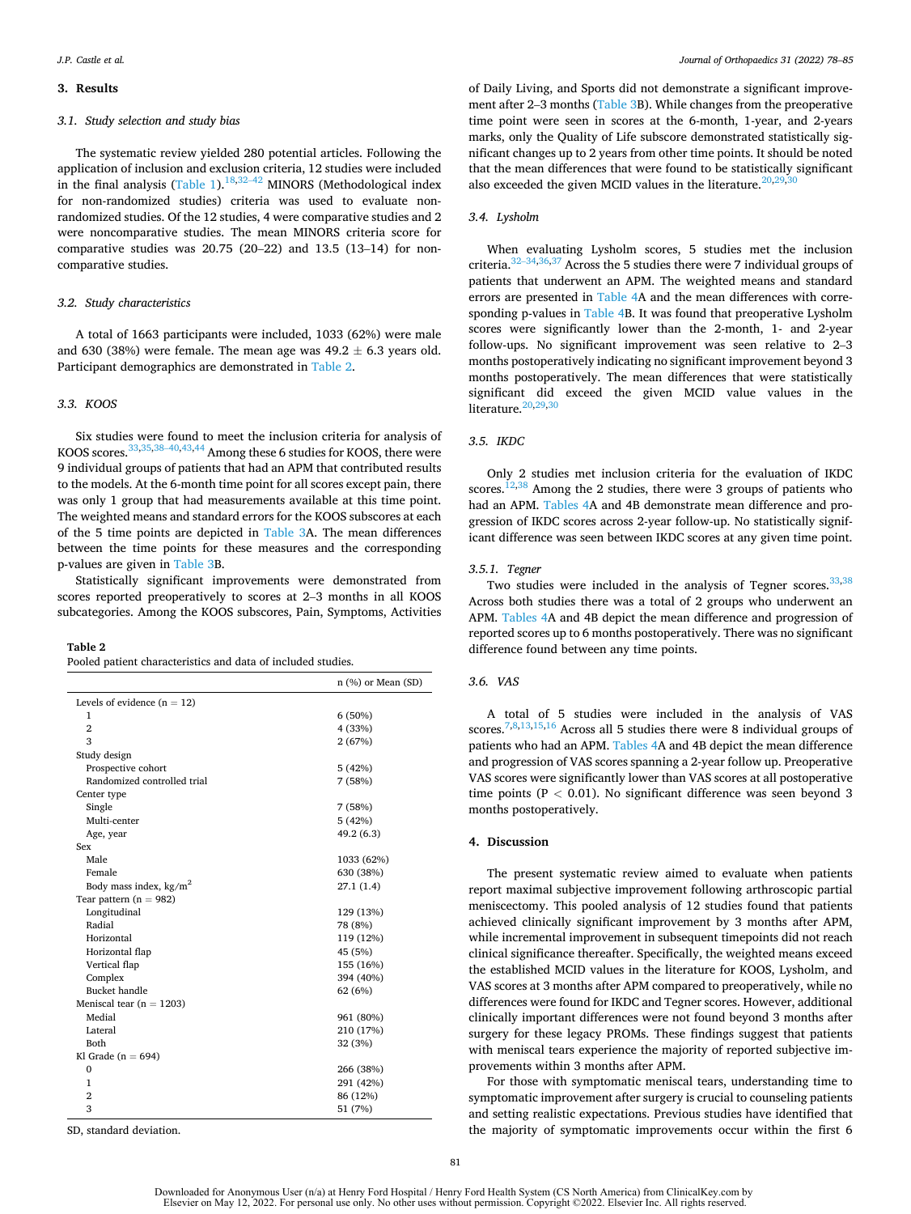## 3. Results

### 3.1. Study selection and study bias

The systematic review yielded 280 potential articles. Following the application of inclusion and exclusion criteria, 12 studies were included in the final analysis (Table 1).[18,32–42] MINORS (Methodological index for non-randomized studies) criteria was used to evaluate non-randomized studies. Of the 12 studies, 4 were comparative studies and 2 were noncomparative studies. The mean MINORS criteria score for comparative studies was 20.75 (20–22) and 13.5 (13–14) for non-comparative studies.

### 3.2. Study characteristics

A total of 1663 participants were included, 1033 (62%) were male and 630 (38%) were female. The mean age was 49.2 ± 6.3 years old. Participant demographics are demonstrated in Table 2.

### 3.3. KOOS

Six studies were found to meet the inclusion criteria for analysis of KOOS scores.[33,35,38–40,43,44] Among these 6 studies for KOOS, there were 9 individual groups of patients that had an APM that contributed results to the models. At the 6-month time point for all scores except pain, there was only 1 group that had measurements available at this time point. The weighted means and standard errors for the KOOS subscores at each of the 5 time points are depicted in Table 3A. The mean differences between the time points for these measures and the corresponding p-values are given in Table 3B.

Statistically significant improvements were demonstrated from scores reported preoperatively to scores at 2–3 months in all KOOS subcategories. Among the KOOS subscores, Pain, Symptoms, Activities of Daily Living, and Sports did not demonstrate a significant improvement after 2–3 months (Table 3B). While changes from the preoperative time point were seen in scores at the 6-month, 1-year, and 2-years marks, only the Quality of Life subscore demonstrated statistically significant changes up to 2 years from other time points. It should be noted that the mean differences that were found to be statistically significant also exceeded the given MCID values in the literature.[20,29,30]

**Table 2**
Pooled patient characteristics and data of included studies.

| | n (%) or Mean (SD) |
|---|---|
| Levels of evidence (n = 12) | |
| 1 | 6 (50%) |
| 2 | 4 (33%) |
| 3 | 2 (67%) |
| Study design | |
| Prospective cohort | 5 (42%) |
| Randomized controlled trial | 7 (58%) |
| Center type | |
| Single | 7 (58%) |
| Multi-center | 5 (42%) |
| Age, year | 49.2 (6.3) |
| Sex | |
| Male | 1033 (62%) |
| Female | 630 (38%) |
| Body mass index, kg/m$^2$ | 27.1 (1.4) |
| Tear pattern (n = 982) | |
| Longitudinal | 129 (13%) |
| Radial | 78 (8%) |
| Horizontal | 119 (12%) |
| Horizontal flap | 45 (5%) |
| Vertical flap | 155 (16%) |
| Complex | 394 (40%) |
| Bucket handle | 62 (6%) |
| Meniscal tear (n = 1203) | |
| Medial | 961 (80%) |
| Lateral | 210 (17%) |
| Both | 32 (3%) |
| Kl Grade (n = 694) | |
| 0 | 266 (38%) |
| 1 | 291 (42%) |
| 2 | 86 (12%) |
| 3 | 51 (7%) |

SD, standard deviation.

### 3.4. Lysholm

When evaluating Lysholm scores, 5 studies met the inclusion criteria.[32–34,36,37] Across the 5 studies there were 7 individual groups of patients that underwent an APM. The weighted means and standard errors are presented in Table 4A and the mean differences with corresponding p-values in Table 4B. It was found that preoperative Lysholm scores were significantly lower than the 2-month, 1- and 2-year follow-ups. No significant improvement was seen relative to 2–3 months postoperatively indicating no significant improvement beyond 3 months postoperatively. The mean differences that were statistically significant did exceed the given MCID value values in the literature.[20,29,30]

### 3.5. IKDC

Only 2 studies met inclusion criteria for the evaluation of IKDC scores.[12,38] Among the 2 studies, there were 3 groups of patients who had an APM. Tables 4A and 4B demonstrate mean difference and progression of IKDC scores across 2-year follow-up. No statistically significant difference was seen between IKDC scores at any given time point.

#### 3.5.1. Tegner

Two studies were included in the analysis of Tegner scores.[33,38] Across both studies there was a total of 2 groups who underwent an APM. Tables 4A and 4B depict the mean difference and progression of reported scores up to 6 months postoperatively. There was no significant difference found between any time points.

### 3.6. VAS

A total of 5 studies were included in the analysis of VAS scores.[7,8,13,15,16] Across all 5 studies there were 8 individual groups of patients who had an APM. Tables 4A and 4B depict the mean difference and progression of VAS scores spanning a 2-year follow up. Preoperative VAS scores were significantly lower than VAS scores at all postoperative time points ($P < 0.01$). No significant difference was seen beyond 3 months postoperatively.

## 4. Discussion

The present systematic review aimed to evaluate when patients report maximal subjective improvement following arthroscopic partial meniscectomy. This pooled analysis of 12 studies found that patients achieved clinically significant improvement by 3 months after APM, while incremental improvement in subsequent timepoints did not reach clinical significance thereafter. Specifically, the weighted means exceed the established MCID values in the literature for KOOS, Lysholm, and VAS scores at 3 months after APM compared to preoperatively, while no differences were found for IKDC and Tegner scores. However, additional clinically important differences were not found beyond 3 months after surgery for these legacy PROMs. These findings suggest that patients with meniscal tears experience the majority of reported subjective improvements within 3 months after APM.

For those with symptomatic meniscal tears, understanding time to symptomatic improvement after surgery is crucial to counseling patients and setting realistic expectations. Previous studies have identified that the majority of symptomatic improvements occur within the first 6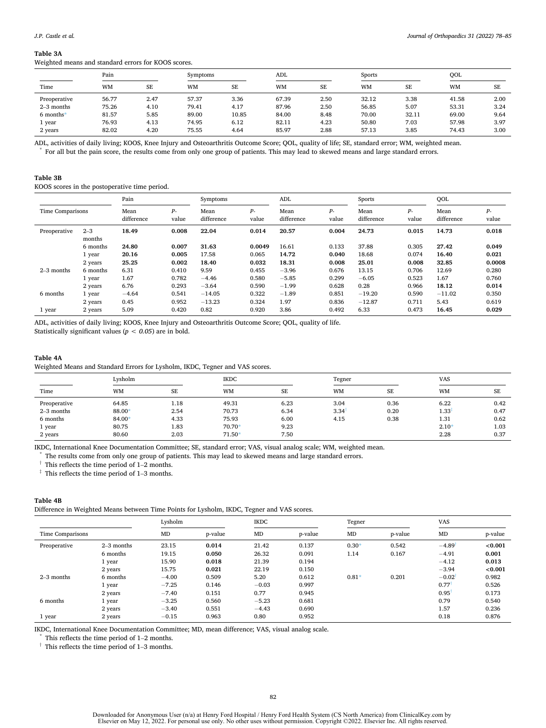**Table 3A**
Weighted means and standard errors for KOOS scores.

| | Pain | | Symptoms | | ADL | | Sports | | QOL | |
|---|---|---|---|---|---|---|---|---|---|---|
| Time | WM | SE | WM | SE | WM | SE | WM | SE | WM | SE |
| Preoperative | 56.77 | 2.47 | 57.37 | 3.36 | 67.39 | 2.50 | 32.12 | 3.38 | 41.58 | 2.00 |
| 2–3 months | 75.26 | 4.10 | 79.41 | 4.17 | 87.96 | 2.50 | 56.85 | 5.07 | 53.31 | 3.24 |
| 6 months* | 81.57 | 5.85 | 89.00 | 10.85 | 84.00 | 8.48 | 70.00 | 32.11 | 69.00 | 9.64 |
| 1 year | 76.93 | 4.13 | 74.95 | 6.12 | 82.11 | 4.23 | 50.80 | 7.03 | 57.98 | 3.97 |
| 2 years | 82.02 | 4.20 | 75.55 | 4.64 | 85.97 | 2.88 | 57.13 | 3.85 | 74.43 | 3.00 |

ADL, activities of daily living; KOOS, Knee Injury and Osteoarthritis Outcome Score; QOL, quality of life; SE, standard error; WM, weighted mean.
\* For all but the pain score, the results come from only one group of patients. This may lead to skewed means and large standard errors.

**Table 3B**
KOOS scores in the postoperative time period.

| | | Pain | | Symptoms | | ADL | | Sports | | QOL | |
|---|---|---|---|---|---|---|---|---|---|---|---|
| Time Comparisons | | Mean difference | P-value | Mean difference | P-value | Mean difference | P-value | Mean difference | P-value | Mean difference | P-value |
| Preoperative | 2–3 months | **18.49** | **0.008** | **22.04** | **0.014** | **20.57** | **0.004** | **24.73** | **0.015** | **14.73** | **0.018** |
| | 6 months | **24.80** | **0.007** | **31.63** | **0.0049** | 16.61 | 0.133 | 37.88 | 0.305 | **27.42** | **0.049** |
| | 1 year | **20.16** | **0.005** | 17.58 | 0.065 | **14.72** | **0.040** | 18.68 | 0.074 | **16.40** | **0.021** |
| | 2 years | **25.25** | **0.002** | **18.40** | **0.032** | **18.31** | **0.008** | **25.01** | **0.008** | **32.85** | **0.0008** |
| 2–3 months | 6 months | 6.31 | 0.410 | 9.59 | 0.455 | −3.96 | 0.676 | 13.15 | 0.706 | 12.69 | 0.280 |
| | 1 year | 1.67 | 0.782 | −4.46 | 0.580 | −5.85 | 0.299 | −6.05 | 0.523 | 1.67 | 0.760 |
| | 2 years | 6.76 | 0.293 | −3.64 | 0.590 | −1.99 | 0.628 | 0.28 | 0.966 | **18.12** | **0.014** |
| 6 months | 1 year | −4.64 | 0.541 | −14.05 | 0.322 | −1.89 | 0.851 | −19.20 | 0.590 | −11.02 | 0.350 |
| | 2 years | 0.45 | 0.952 | −13.23 | 0.324 | 1.97 | 0.836 | −12.87 | 0.711 | 5.43 | 0.619 |
| 1 year | 2 years | 5.09 | 0.420 | 0.82 | 0.920 | 3.86 | 0.492 | 6.33 | 0.473 | **16.45** | **0.029** |

ADL, activities of daily living; KOOS, Knee Injury and Osteoarthritis Outcome Score; QOL, quality of life.
Statistically significant values ($p < 0.05$) are in bold.

**Table 4A**
Weighted Means and Standard Errors for Lysholm, IKDC, Tegner and VAS scores.

| | Lysholm | | IKDC | | Tegner | | VAS | |
|---|---|---|---|---|---|---|---|---|
| Time | WM | SE | WM | SE | WM | SE | WM | SE |
| Preoperative | 64.85 | 1.18 | 49.31 | 6.23 | 3.04 | 0.36 | 6.22 | 0.42 |
| 2–3 months | 88.00* | 2.54 | 70.73 | 6.34 | 3.34† | 0.20 | 1.33‡ | 0.47 |
| 6 months | 84.00* | 4.33 | 75.93 | 6.00 | 4.15 | 0.38 | 1.31 | 0.62 |
| 1 year | 80.75 | 1.83 | 70.70* | 9.23 | | | 2.10* | 1.03 |
| 2 years | 80.60 | 2.03 | 71.50* | 7.50 | | | 2.28 | 0.37 |

IKDC, International Knee Documentation Committee; SE, standard error; VAS, visual analog scale; WM, weighted mean.
\* The results come from only one group of patients. This may lead to skewed means and large standard errors.
† This reflects the time period of 1–2 months.
‡ This reflects the time period of 1–3 months.

**Table 4B**
Difference in Weighted Means between Time Points for Lysholm, IKDC, Tegner and VAS scores.

| | | Lysholm | | IKDC | | Tegner | | VAS | |
|---|---|---|---|---|---|---|---|---|---|
| Time Comparisons | | MD | p-value | MD | p-value | MD | p-value | MD | p-value |
| Preoperative | 2–3 months | 23.15 | **0.014** | 21.42 | 0.137 | 0.30* | 0.542 | −4.89† | **<0.001** |
| | 6 months | 19.15 | **0.050** | 26.32 | 0.091 | 1.14 | 0.167 | −4.91 | **0.001** |
| | 1 year | 15.90 | **0.018** | 21.39 | 0.194 | | | −4.12 | **0.013** |
| | 2 years | 15.75 | **0.021** | 22.19 | 0.150 | | | −3.94 | **<0.001** |
| 2–3 months | 6 months | −4.00 | 0.509 | 5.20 | 0.612 | 0.81* | 0.201 | −0.02† | 0.982 |
| | 1 year | −7.25 | 0.146 | −0.03 | 0.997 | | | 0.77† | 0.526 |
| | 2 years | −7.40 | 0.151 | 0.77 | 0.945 | | | 0.95† | 0.173 |
| 6 months | 1 year | −3.25 | 0.560 | −5.23 | 0.681 | | | 0.79 | 0.540 |
| | 2 years | −3.40 | 0.551 | −4.43 | 0.690 | | | 1.57 | 0.236 |
| 1 year | 2 years | −0.15 | 0.963 | 0.80 | 0.952 | | | 0.18 | 0.876 |

IKDC, International Knee Documentation Committee; MD, mean difference; VAS, visual analog scale.
\* This reflects the time period of 1–2 months.
† This reflects the time period of 1–3 months.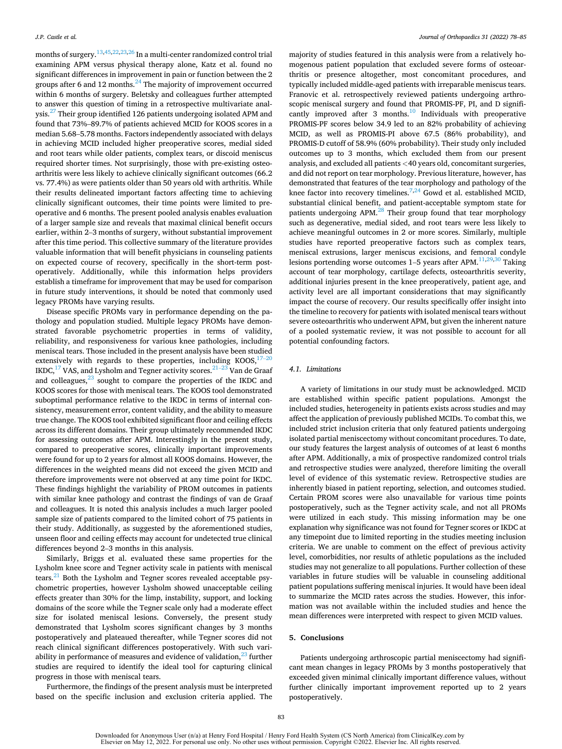months of surgery.[13,45,22,23,26] In a multi-center randomized control trial examining APM versus physical therapy alone, Katz et al. found no significant differences in improvement in pain or function between the 2 groups after 6 and 12 months.[24] The majority of improvement occurred within 6 months of surgery. Beletsky and colleagues further attempted to answer this question of timing in a retrospective multivariate analysis.[27] Their group identified 126 patients undergoing isolated APM and found that 73%–89.7% of patients achieved MCID for KOOS scores in a median 5.68–5.78 months. Factors independently associated with delays in achieving MCID included higher preoperative scores, medial sided and root tears while older patients, complex tears, or discoid meniscus required shorter times. Not surprisingly, those with pre-existing osteoarthritis were less likely to achieve clinically significant outcomes (66.2 vs. 77.4%) as were patients older than 50 years old with arthritis. While their results delineated important factors affecting time to achieving clinically significant outcomes, their time points were limited to preoperative and 6 months. The present pooled analysis enables evaluation of a larger sample size and reveals that maximal clinical benefit occurs earlier, within 2–3 months of surgery, without substantial improvement after this time period. This collective summary of the literature provides valuable information that will benefit physicians in counseling patients on expected course of recovery, specifically in the short-term postoperatively. Additionally, while this information helps providers establish a timeframe for improvement that may be used for comparison in future study interventions, it should be noted that commonly used legacy PROMs have varying results.

Disease specific PROMs vary in performance depending on the pathology and population studied. Multiple legacy PROMs have demonstrated favorable psychometric properties in terms of validity, reliability, and responsiveness for various knee pathologies, including meniscal tears. Those included in the present analysis have been studied extensively with regards to these properties, including KOOS,[17–20] IKDC,[17] VAS, and Lysholm and Tegner activity scores.[21–23] Van de Graaf and colleagues,[23] sought to compare the properties of the IKDC and KOOS scores for those with meniscal tears. The KOOS tool demonstrated suboptimal performance relative to the IKDC in terms of internal consistency, measurement error, content validity, and the ability to measure true change. The KOOS tool exhibited significant floor and ceiling effects across its different domains. Their group ultimately recommended IKDC for assessing outcomes after APM. Interestingly in the present study, compared to preoperative scores, clinically important improvements were found for up to 2 years for almost all KOOS domains. However, the differences in the weighted means did not exceed the given MCID and therefore improvements were not observed at any time point for IKDC. These findings highlight the variability of PROM outcomes in patients with similar knee pathology and contrast the findings of van de Graaf and colleagues. It is noted this analysis includes a much larger pooled sample size of patients compared to the limited cohort of 75 patients in their study. Additionally, as suggested by the aforementioned studies, unseen floor and ceiling effects may account for undetected true clinical differences beyond 2–3 months in this analysis.

Similarly, Briggs et al. evaluated these same properties for the Lysholm knee score and Tegner activity scale in patients with meniscal tears.[21] Both the Lysholm and Tegner scores revealed acceptable psychometric properties, however Lysholm showed unacceptable ceiling effects greater than 30% for the limp, instability, support, and locking domains of the score while the Tegner scale only had a moderate effect size for isolated meniscal lesions. Conversely, the present study demonstrated that Lysholm scores significant changes by 3 months postoperatively and plateaued thereafter, while Tegner scores did not reach clinical significant differences postoperatively. With such variability in performance of measures and evidence of validation,[23] further studies are required to identify the ideal tool for capturing clinical progress in those with meniscal tears.

Furthermore, the findings of the present analysis must be interpreted based on the specific inclusion and exclusion criteria applied. The majority of studies featured in this analysis were from a relatively homogenous patient population that excluded severe forms of osteoarthritis or presence altogether, most concomitant procedures, and typically included middle-aged patients with irreparable meniscus tears. Franovic et al. retrospectively reviewed patients undergoing arthroscopic meniscal surgery and found that PROMIS-PF, PI, and D significantly improved after 3 months.[10] Individuals with preoperative PROMIS-PF scores below 34.9 led to an 82% probability of achieving MCID, as well as PROMIS-PI above 67.5 (86% probability), and PROMIS-D cutoff of 58.9% (60% probability). Their study only included outcomes up to 3 months, which excluded them from our present analysis, and excluded all patients <40 years old, concomitant surgeries, and did not report on tear morphology. Previous literature, however, has demonstrated that features of the tear morphology and pathology of the knee factor into recovery timelines.[7,24] Gowd et al. established MCID, substantial clinical benefit, and patient-acceptable symptom state for patients undergoing APM.[28] Their group found that tear morphology such as degenerative, medial sided, and root tears were less likely to achieve meaningful outcomes in 2 or more scores. Similarly, multiple studies have reported preoperative factors such as complex tears, meniscal extrusions, larger meniscus excisions, and femoral condyle lesions portending worse outcomes 1–5 years after APM.[11,29,30] Taking account of tear morphology, cartilage defects, osteoarthritis severity, additional injuries present in the knee preoperatively, patient age, and activity level are all important considerations that may significantly impact the course of recovery. Our results specifically offer insight into the timeline to recovery for patients with isolated meniscal tears without severe osteoarthritis who underwent APM, but given the inherent nature of a pooled systematic review, it was not possible to account for all potential confounding factors.

### 4.1. Limitations

A variety of limitations in our study must be acknowledged. MCID are established within specific patient populations. Amongst the included studies, heterogeneity in patients exists across studies and may affect the application of previously published MCIDs. To combat this, we included strict inclusion criteria that only featured patients undergoing isolated partial meniscectomy without concomitant procedures. To date, our study features the largest analysis of outcomes of at least 6 months after APM. Additionally, a mix of prospective randomized control trials and retrospective studies were analyzed, therefore limiting the overall level of evidence of this systematic review. Retrospective studies are inherently biased in patient reporting, selection, and outcomes studied. Certain PROM scores were also unavailable for various time points postoperatively, such as the Tegner activity scale, and not all PROMs were utilized in each study. This missing information may be one explanation why significance was not found for Tegner scores or IKDC at any timepoint due to limited reporting in the studies meeting inclusion criteria. We are unable to comment on the effect of previous activity level, comorbidities, nor results of athletic populations as the included studies may not generalize to all populations. Further collection of these variables in future studies will be valuable in counseling additional patient populations suffering meniscal injuries. It would have been ideal to summarize the MCID rates across the studies. However, this information was not available within the included studies and hence the mean differences were interpreted with respect to given MCID values.

## 5. Conclusions

Patients undergoing arthroscopic partial meniscectomy had significant mean changes in legacy PROMs by 3 months postoperatively that exceeded given minimal clinically important difference values, without further clinically important improvement reported up to 2 years postoperatively.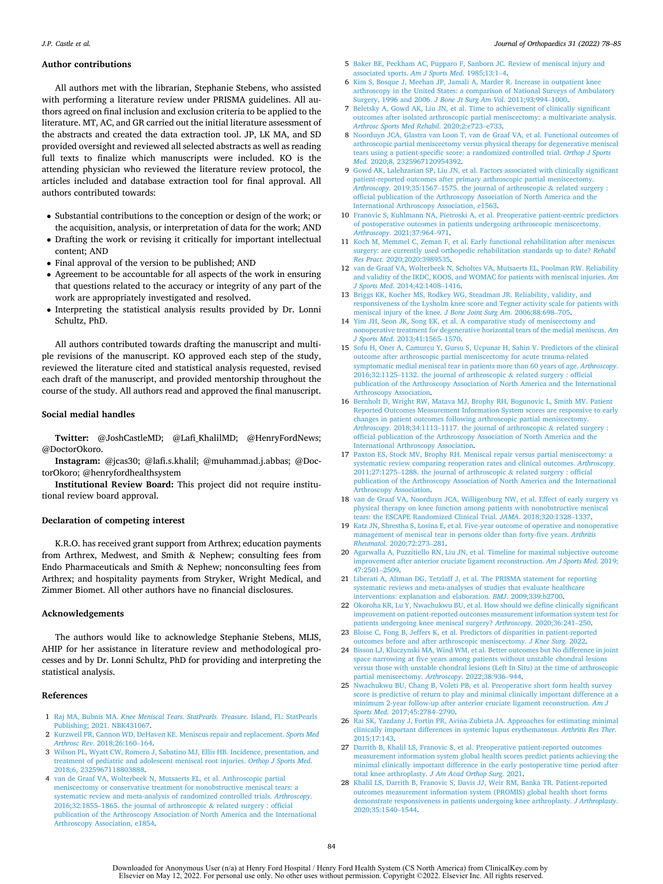## Author contributions

All authors met with the librarian, Stephanie Stebens, who assisted with performing a literature review under PRISMA guidelines. All authors agreed on final inclusion and exclusion criteria to be applied to the literature. MT, AC, and GR carried out the initial literature assessment of the abstracts and created the data extraction tool. JP, LK MA, and SD provided oversight and reviewed all selected abstracts as well as reading full texts to finalize which manuscripts were included. KO is the attending physician who reviewed the literature review protocol, the articles included and database extraction tool for final approval. All authors contributed towards:

- Substantial contributions to the conception or design of the work; or the acquisition, analysis, or interpretation of data for the work; AND
- Drafting the work or revising it critically for important intellectual content; AND
- Final approval of the version to be published; AND
- Agreement to be accountable for all aspects of the work in ensuring that questions related to the accuracy or integrity of any part of the work are appropriately investigated and resolved.
- Interpreting the statistical analysis results provided by Dr. Lonni Schultz, PhD.

All authors contributed towards drafting the manuscript and multiple revisions of the manuscript. KO approved each step of the study, reviewed the literature cited and statistical analysis requested, revised each draft of the manuscript, and provided mentorship throughout the course of the study. All authors read and approved the final manuscript.

## Social medial handles

**Twitter:** @JoshCastleMD; @Lafi_KhalilMD; @HenryFordNews; @DoctorOkoro.

**Instagram:** @jcas30; @lafi.s.khalil; @muhammad.j.abbas; @DoctorOkoro; @henryfordhealthsystem

**Institutional Review Board:** This project did not require institutional review board approval.

## Declaration of competing interest

K.R.O. has received grant support from Arthrex; education payments from Arthrex, Medwest, and Smith & Nephew; consulting fees from Endo Pharmaceuticals and Smith & Nephew; nonconsulting fees from Arthrex; and hospitality payments from Stryker, Wright Medical, and Zimmer Biomet. All other authors have no financial disclosures.

## Acknowledgements

The authors would like to acknowledge Stephanie Stebens, MLIS, AHIP for her assistance in literature review and methodological processes and by Dr. Lonni Schultz, PhD for providing and interpreting the statistical analysis.

## References

1 Raj MA, Bubnis MA. *Knee Meniscal Tears. StatPearls. Treasure*. Island, FL: StatPearls Publishing; 2021. NBK431067.

2 Kurzweil PR, Cannon WD, DeHaven KE. Meniscus repair and replacement. *Sports Med Arthrosc Rev*. 2018;26:160–164.

3 Wilson PL, Wyatt CW, Romero J, Sabatino MJ, Ellis HB. Incidence, presentation, and treatment of pediatric and adolescent meniscal root injuries. *Orthop J Sports Med*. 2018;6, 2325967118803888.

4 van de Graaf VA, Wolterbeek N, Mutsaerts EL, et al. Arthroscopic partial meniscectomy or conservative treatment for nonobstructive meniscal tears: a systematic review and meta-analysis of randomized controlled trials. *Arthroscopy*. 2016;32:1855–1865. the journal of arthroscopic & related surgery : official publication of the Arthroscopy Association of North America and the International Arthroscopy Association, e1854.

5 Baker BE, Peckham AC, Pupparo F, Sanborn JC. Review of meniscal injury and associated sports. *Am J Sports Med*. 1985;13:1–4.

6 Kim S, Bosque J, Meehan JP, Jamali A, Marder R. Increase in outpatient knee arthroscopy in the United States: a comparison of National Surveys of Ambulatory Surgery, 1996 and 2006. *J Bone Jt Surg Am Vol*. 2011;93:994–1000.

7 Beletsky A, Gowd AK, Liu JN, et al. Time to achievement of clinically significant outcomes after isolated arthroscopic partial meniscectomy: a multivariate analysis. *Arthrosc Sports Med Rehabil*. 2020;2:e723–e733.

8 Noorduyn JCA, Glastra van Loon T, van de Graaf VA, et al. Functional outcomes of arthroscopic partial meniscectomy versus physical therapy for degenerative meniscal tears using a patient-specific score: a randomized controlled trial. *Orthop J Sports Med*. 2020;8, 2325967120954392.

9 Gowd AK, Lalehzarian SP, Liu JN, et al. Factors associated with clinically significant patient-reported outcomes after primary arthroscopic partial meniscectomy. *Arthroscopy*. 2019;35:1567–1575. the journal of arthroscopic & related surgery : official publication of the Arthroscopy Association of North America and the International Arthroscopy Association, e1563.

10 Franovic S, Kuhlmann NA, Pietroski A, et al. Preoperative patient-centric predictors of postoperative outcomes in patients undergoing arthroscopic meniscectomy. *Arthroscopy*. 2021;37:964–971.

11 Koch M, Memmel C, Zeman F, et al. Early functional rehabilitation after meniscus surgery: are currently used orthopedic rehabilitation standards up to date? *Rehabil Res Pract*. 2020;2020:3989535.

12 van de Graaf VA, Wolterbeek N, Scholtes VA, Mutsaerts EL, Poolman RW. Reliability and validity of the IKDC, KOOS, and WOMAC for patients with meniscal injuries. *Am J Sports Med*. 2014;42:1408–1416.

13 Briggs KK, Kocher MS, Rodkey WG, Steadman JR. Reliability, validity, and responsiveness of the Lysholm knee score and Tegner activity scale for patients with meniscal injury of the knee. *J Bone Joint Surg Am*. 2006;88:698–705.

14 Yim JH, Seon JK, Song EK, et al. A comparative study of meniscectomy and nonoperative treatment for degenerative horizontal tears of the medial meniscus. *Am J Sports Med*. 2013;41:1565–1570.

15 Sofu H, Oner A, Camurcu Y, Gursu S, Ucpunar H, Sahin V. Predictors of the clinical outcome after arthroscopic partial meniscectomy for acute trauma-related symptomatic medial meniscal tear in patients more than 60 years of age. *Arthroscopy*. 2016;32:1125–1132. the journal of arthroscopic & related surgery : official publication of the Arthroscopy Association of North America and the International Arthroscopy Association.

16 Bernholt D, Wright RW, Matava MJ, Brophy RH, Bogunovic L, Smith MV. Patient Reported Outcomes Measurement Information System scores are responsive to early changes in patient outcomes following arthroscopic partial meniscectomy. *Arthroscopy*. 2018;34:1113–1117. the journal of arthroscopic & related surgery : official publication of the Arthroscopy Association of North America and the International Arthroscopy Association.

17 Paxton ES, Stock MV, Brophy RH. Meniscal repair versus partial meniscectomy: a systematic review comparing reoperation rates and clinical outcomes. *Arthroscopy*. 2011;27:1275–1288. the journal of arthroscopic & related surgery : official publication of the Arthroscopy Association of North America and the International Arthroscopy Association.

18 van de Graaf VA, Noorduyn JCA, Willigenburg NW, et al. Effect of early surgery vs physical therapy on knee function among patients with nonobstructive meniscal tears: the ESCAPE Randomized Clinical Trial. *JAMA*. 2018;320:1328–1337.

19 Katz JN, Shrestha S, Losina E, et al. Five-year outcome of operative and nonoperative management of meniscal tear in persons older than forty-five years. *Arthritis Rheumatol*. 2020;72:273–281.

20 Agarwalla A, Puzzitiello RN, Liu JN, et al. Timeline for maximal subjective outcome improvement after anterior cruciate ligament reconstruction. *Am J Sports Med*. 2019; 47:2501–2509.

21 Liberati A, Altman DG, Tetzlaff J, et al. The PRISMA statement for reporting systematic reviews and meta-analyses of studies that evaluate healthcare interventions: explanation and elaboration. *BMJ*. 2009;339:b2700.

22 Okoroha KR, Lu Y, Nwachukwu BU, et al. How should we define clinically significant improvement on patient-reported outcomes measurement information system test for patients undergoing knee meniscal surgery? *Arthroscopy*. 2020;36:241–250.

23 Bloise C, Fong B, Jeffers K, et al. Predictors of disparities in patient-reported outcomes before and after arthroscopic meniscectomy. *J Knee Surg*. 2022.

24 Bisson LJ, Kluczynski MA, Wind WM, et al. Better outcomes but No difference in joint space narrowing at five years among patients without unstable chondral lesions versus those with unstable chondral lesions (Left In Situ) at the time of arthroscopic partial meniscectomy. *Arthroscopy*. 2022;38:936–944.

25 Nwachukwu BU, Chang B, Voleti PB, et al. Preoperative short form health survey score is predictive of return to play and minimal clinically important difference at a minimum 2-year follow-up after anterior cruciate ligament reconstruction. *Am J Sports Med*. 2017;45:2784–2790.

26 Rai SK, Yazdany J, Fortin PR, Aviña-Zubieta JA. Approaches for estimating minimal clinically important differences in systemic lupus erythematosus. *Arthritis Res Ther*. 2015;17:143.

27 Darrith B, Khalil LS, Franovic S, et al. Preoperative patient-reported outcomes measurement information system global health scores predict patients achieving the minimal clinically important difference in the early postoperative time period after total knee arthroplasty. *J Am Acad Orthop Surg*. 2021.

28 Khalil LS, Darrith B, Franovic S, Davis JJ, Weir RM, Banka TR. Patient-reported outcomes measurement information system (PROMIS) global health short forms demonstrate responsiveness in patients undergoing knee arthroplasty. *J Arthroplasty*. 2020;35:1540–1544.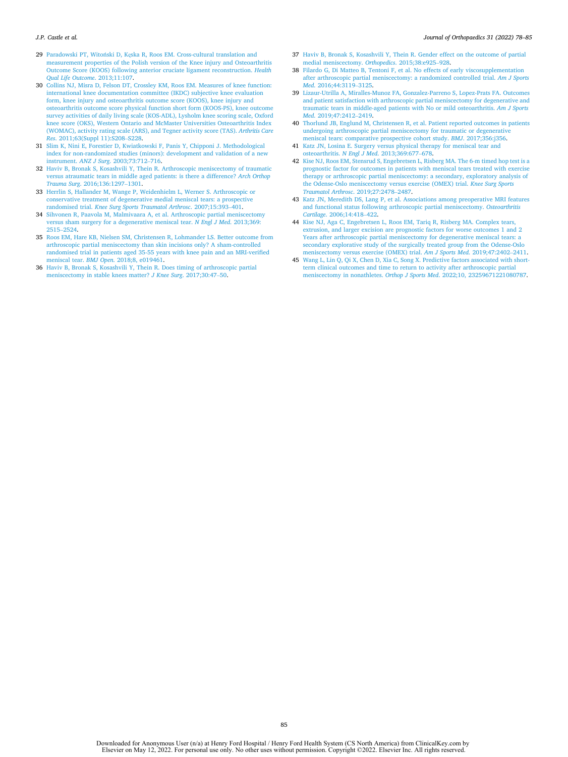29 Paradowski PT, Witoński D, Kęska R, Roos EM. Cross-cultural translation and measurement properties of the Polish version of the Knee injury and Osteoarthritis Outcome Score (KOOS) following anterior cruciate ligament reconstruction. *Health Qual Life Outcome*. 2013;11:107.

30 Collins NJ, Misra D, Felson DT, Crossley KM, Roos EM. Measures of knee function: international knee documentation committee (IKDC) subjective knee evaluation form, knee injury and osteoarthritis outcome score (KOOS), knee injury and osteoarthritis outcome score physical function short form (KOOS-PS), knee outcome survey activities of daily living scale (KOS-ADL), Lysholm knee scoring scale, Oxford knee score (OKS), Western Ontario and McMaster Universities Osteoarthritis Index (WOMAC), activity rating scale (ARS), and Tegner activity score (TAS). *Arthritis Care Res*. 2011;63(Suppl 11):S208–S228.

31 Slim K, Nini E, Forestier D, Kwiatkowski F, Panis Y, Chipponi J. Methodological index for non-randomized studies (minors): development and validation of a new instrument. *ANZ J Surg*. 2003;73:712–716.

32 Haviv B, Bronak S, Kosashvili Y, Thein R. Arthroscopic meniscectomy of traumatic versus atraumatic tears in middle aged patients: is there a difference? *Arch Orthop Trauma Surg*. 2016;136:1297–1301.

33 Herrlin S, Hallander M, Wange P, Weidenhielm L, Werner S. Arthroscopic or conservative treatment of degenerative medial meniscal tears: a prospective randomised trial. *Knee Surg Sports Traumatol Arthrosc*. 2007;15:393–401.

34 Sihvonen R, Paavola M, Malmivaara A, et al. Arthroscopic partial meniscectomy versus sham surgery for a degenerative meniscal tear. *N Engl J Med*. 2013;369:2515–2524.

35 Roos EM, Hare KB, Nielsen SM, Christensen R, Lohmander LS. Better outcome from arthroscopic partial meniscectomy than skin incisions only? A sham-controlled randomised trial in patients aged 35-55 years with knee pain and an MRI-verified meniscal tear. *BMJ Open*. 2018;8, e019461.

36 Haviv B, Bronak S, Kosashvili Y, Thein R. Does timing of arthroscopic partial meniscectomy in stable knees matter? *J Knee Surg*. 2017;30:47–50.

37 Haviv B, Bronak S, Kosashvili Y, Thein R. Gender effect on the outcome of partial medial meniscectomy. *Orthopedics*. 2015;38:e925–928.

38 Filardo G, Di Matteo B, Tentoni F, et al. No effects of early viscosupplementation after arthroscopic partial meniscectomy: a randomized controlled trial. *Am J Sports Med*. 2016;44:3119–3125.

39 Lizaur-Utrilla A, Miralles-Munoz FA, Gonzalez-Parreno S, Lopez-Prats FA. Outcomes and patient satisfaction with arthroscopic partial meniscectomy for degenerative and traumatic tears in middle-aged patients with No or mild osteoarthritis. *Am J Sports Med*. 2019;47:2412–2419.

40 Thorlund JB, Englund M, Christensen R, et al. Patient reported outcomes in patients undergoing arthroscopic partial meniscectomy for traumatic or degenerative meniscal tears: comparative prospective cohort study. *BMJ*. 2017;356:j356.

41 Katz JN, Losina E. Surgery versus physical therapy for meniscal tear and osteoarthritis. *N Engl J Med*. 2013;369:677–678.

42 Kise NJ, Roos EM, Stensrud S, Engebretsen L, Risberg MA. The 6-m timed hop test is a prognostic factor for outcomes in patients with meniscal tears treated with exercise therapy or arthroscopic partial meniscectomy: a secondary, exploratory analysis of the Odense-Oslo meniscectomy versus exercise (OMEX) trial. *Knee Surg Sports Traumatol Arthrosc*. 2019;27:2478–2487.

43 Katz JN, Meredith DS, Lang P, et al. Associations among preoperative MRI features and functional status following arthroscopic partial meniscectomy. *Osteoarthritis Cartilage*. 2006;14:418–422.

44 Kise NJ, Aga C, Engebretsen L, Roos EM, Tariq R, Risberg MA. Complex tears, extrusion, and larger excision are prognostic factors for worse outcomes 1 and 2 Years after arthroscopic partial meniscectomy for degenerative meniscal tears: a secondary explorative study of the surgically treated group from the Odense-Oslo meniscectomy versus exercise (OMEX) trial. *Am J Sports Med*. 2019;47:2402–2411.

45 Wang L, Lin Q, Qi X, Chen D, Xia C, Song X. Predictive factors associated with short-term clinical outcomes and time to return to activity after arthroscopic partial meniscectomy in nonathletes. *Orthop J Sports Med*. 2022;10, 23259671221080787.